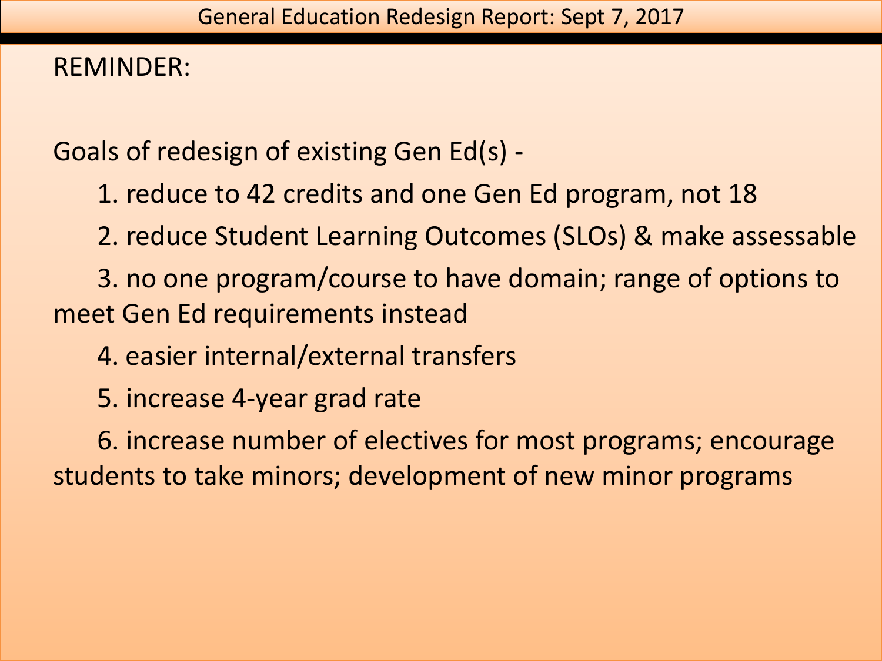# General Education Redesign Report: Sept 7, 2017

REMINDER:

Goals of redesign of existing Gen Ed(s) -

1. reduce to 42 credits and one Gen Ed program, not 18
2. reduce Student Learning Outcomes (SLOs) & make assessable
3. no one program/course to have domain; range of options to meet Gen Ed requirements instead
4. easier internal/external transfers
5. increase 4-year grad rate
6. increase number of electives for most programs; encourage students to take minors; development of new minor programs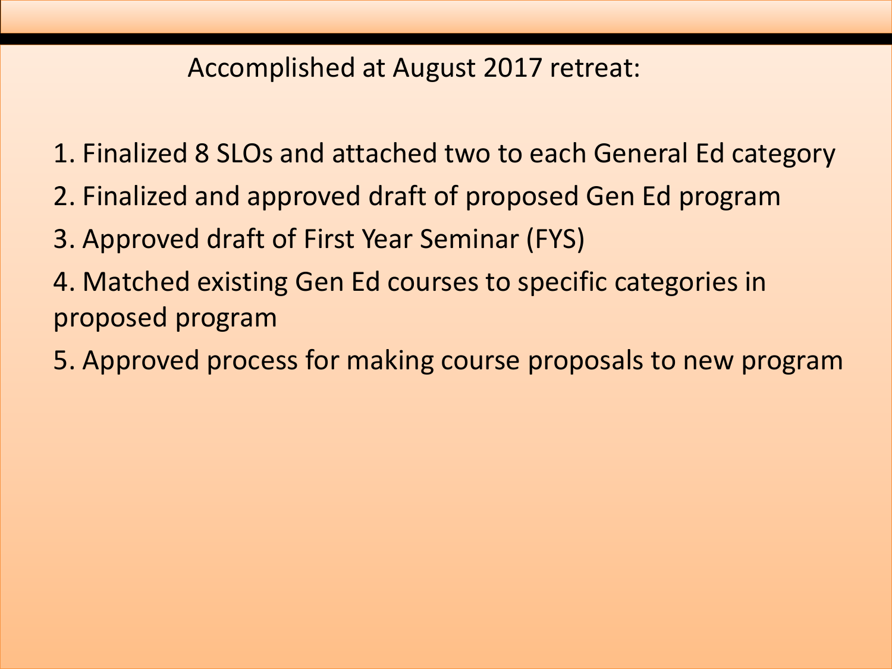## Accomplished at August 2017 retreat:

1. Finalized 8 SLOs and attached two to each General Ed category
2. Finalized and approved draft of proposed Gen Ed program
3. Approved draft of First Year Seminar (FYS)
4. Matched existing Gen Ed courses to specific categories in proposed program
5. Approved process for making course proposals to new program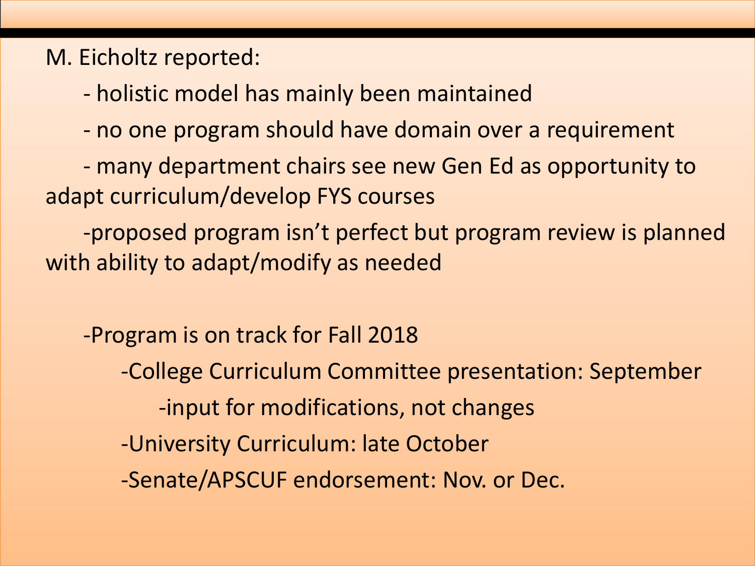M. Eicholtz reported:

- holistic model has mainly been maintained
- no one program should have domain over a requirement
- many department chairs see new Gen Ed as opportunity to adapt curriculum/develop FYS courses
- proposed program isn't perfect but program review is planned with ability to adapt/modify as needed

- Program is on track for Fall 2018
  - College Curriculum Committee presentation: September
    - input for modifications, not changes
  - University Curriculum: late October
  - Senate/APSCUF endorsement: Nov. or Dec.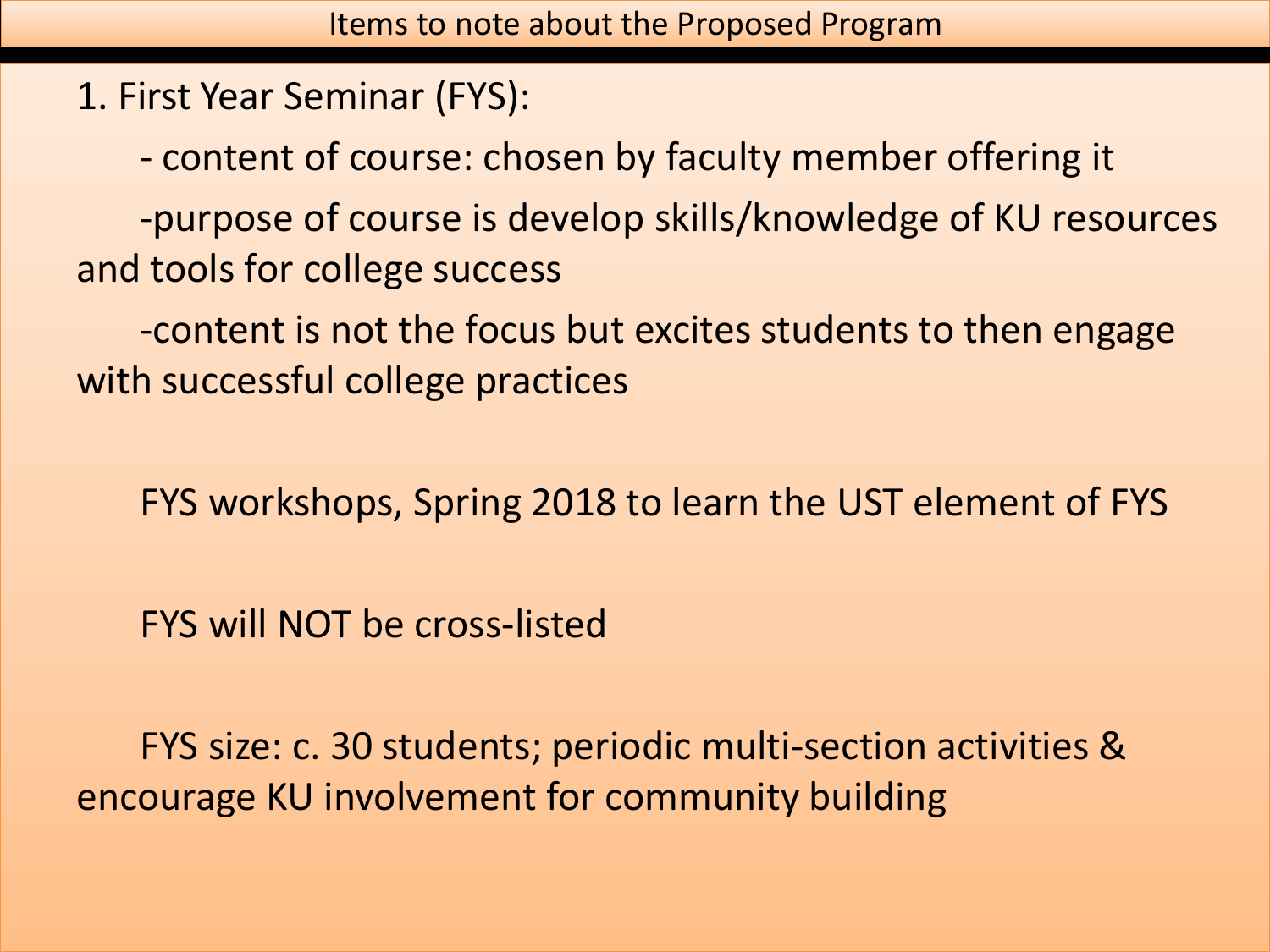# Items to note about the Proposed Program

1. First Year Seminar (FYS):

   - content of course: chosen by faculty member offering it

   -purpose of course is develop skills/knowledge of KU resources and tools for college success

   -content is not the focus but excites students to then engage with successful college practices

   FYS workshops, Spring 2018 to learn the UST element of FYS

   FYS will NOT be cross-listed

   FYS size: c. 30 students; periodic multi-section activities & encourage KU involvement for community building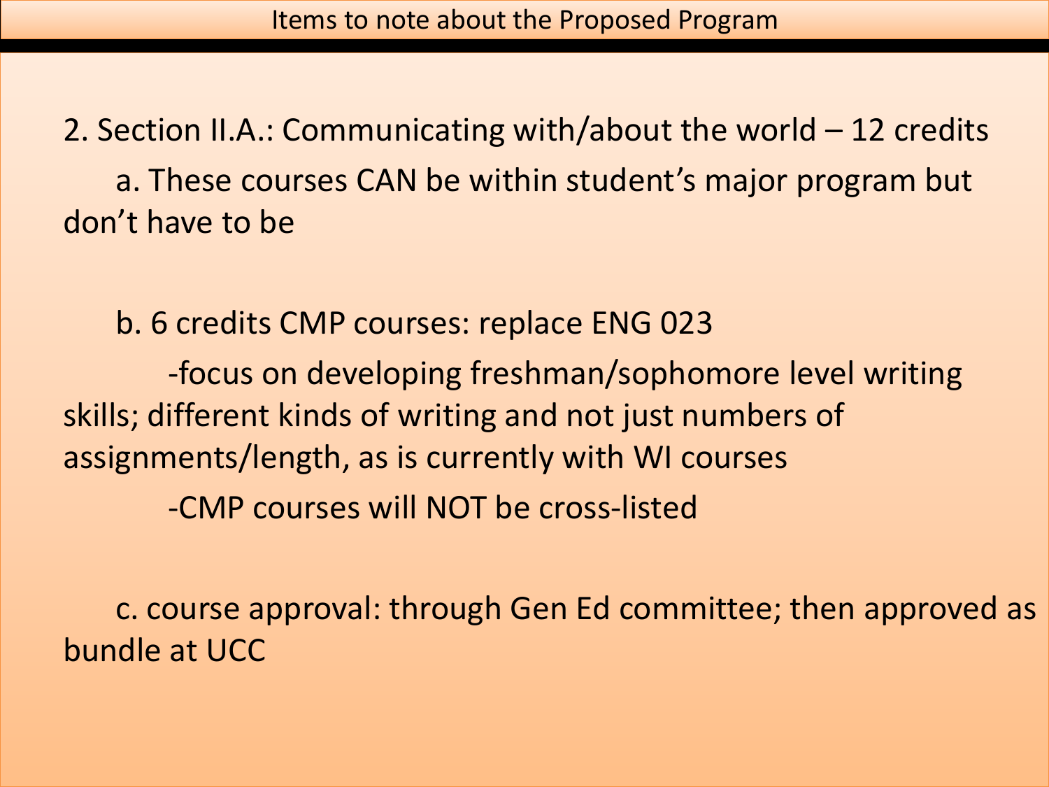## Items to note about the Proposed Program

2. Section II.A.: Communicating with/about the world – 12 credits

   a. These courses CAN be within student's major program but don't have to be

   b. 6 credits CMP courses: replace ENG 023

      -focus on developing freshman/sophomore level writing skills; different kinds of writing and not just numbers of assignments/length, as is currently with WI courses

      -CMP courses will NOT be cross-listed

   c. course approval: through Gen Ed committee; then approved as bundle at UCC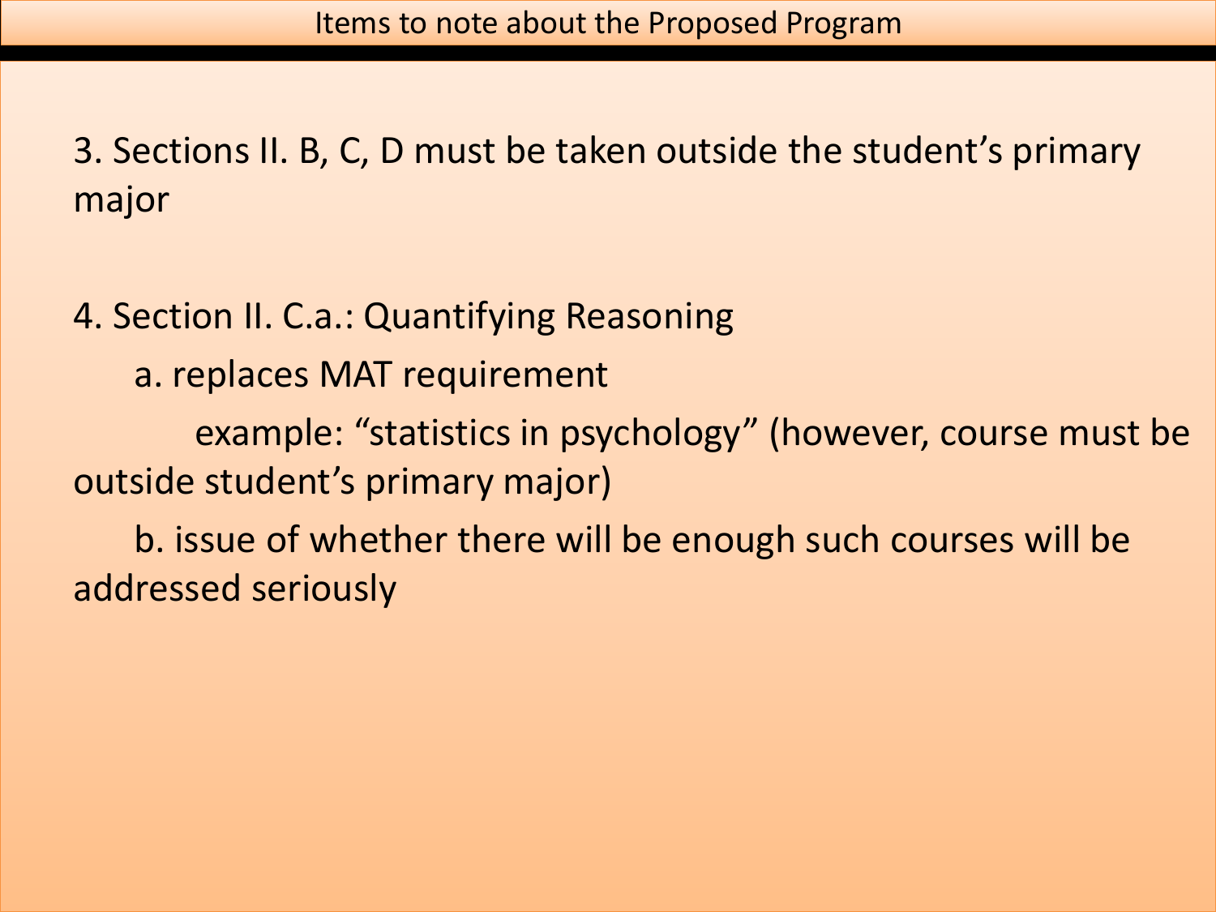# Items to note about the Proposed Program

3. Sections II. B, C, D must be taken outside the student's primary major

4. Section II. C.a.: Quantifying Reasoning

   a. replaces MAT requirement

      example: "statistics in psychology" (however, course must be outside student's primary major)

   b. issue of whether there will be enough such courses will be addressed seriously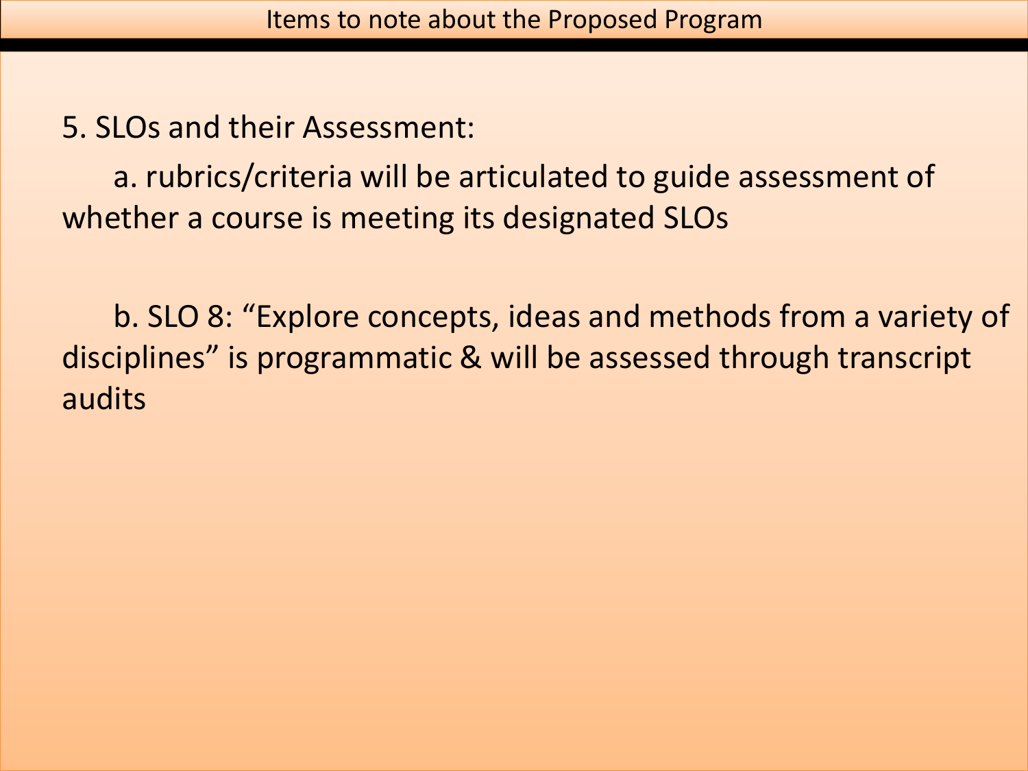# Items to note about the Proposed Program

5. SLOs and their Assessment:

a. rubrics/criteria will be articulated to guide assessment of whether a course is meeting its designated SLOs

b. SLO 8: "Explore concepts, ideas and methods from a variety of disciplines" is programmatic & will be assessed through transcript audits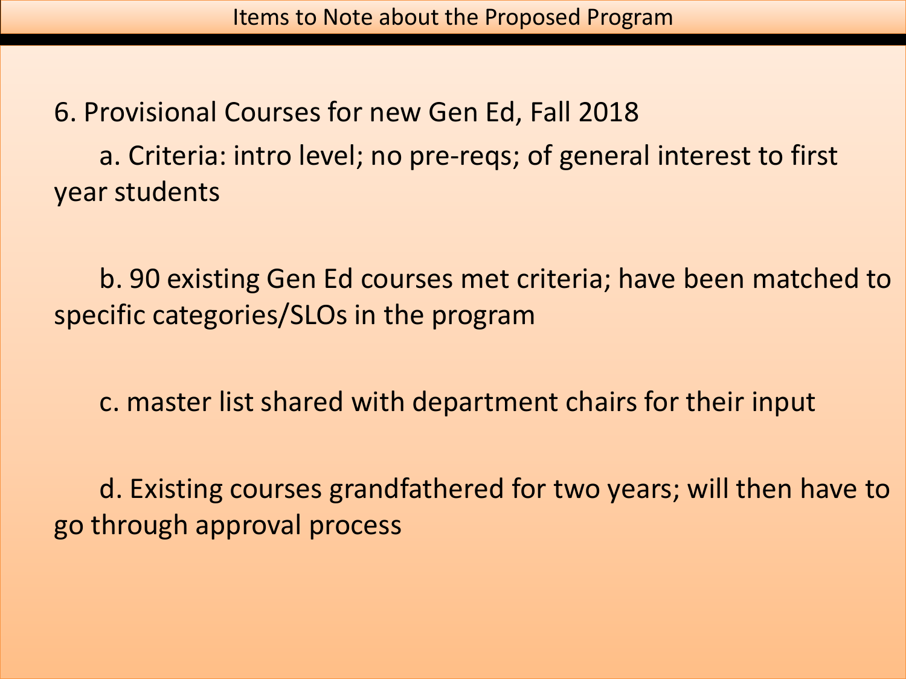# Items to Note about the Proposed Program

6. Provisional Courses for new Gen Ed, Fall 2018

   a. Criteria: intro level; no pre-reqs; of general interest to first year students

   b. 90 existing Gen Ed courses met criteria; have been matched to specific categories/SLOs in the program

   c. master list shared with department chairs for their input

   d. Existing courses grandfathered for two years; will then have to go through approval process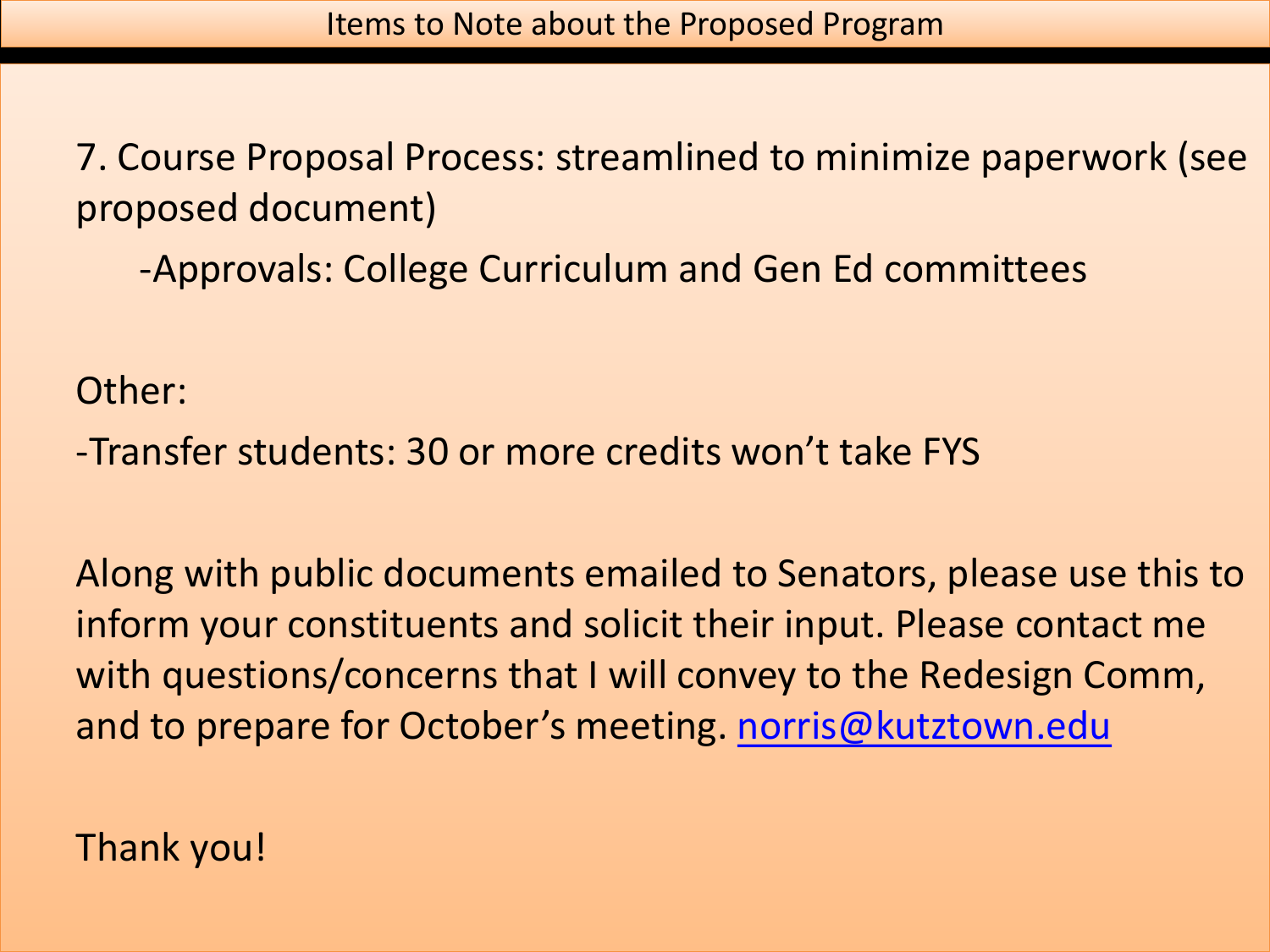# Items to Note about the Proposed Program

7. Course Proposal Process: streamlined to minimize paperwork (see proposed document)

    -Approvals: College Curriculum and Gen Ed committees

Other:

-Transfer students: 30 or more credits won't take FYS

Along with public documents emailed to Senators, please use this to inform your constituents and solicit their input. Please contact me with questions/concerns that I will convey to the Redesign Comm, and to prepare for October's meeting. norris@kutztown.edu

Thank you!